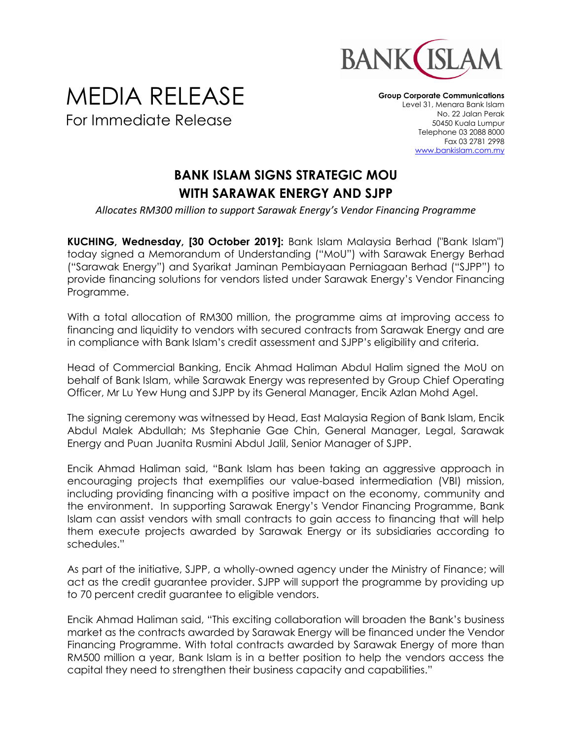# MEDIA RELEASE

For Immediate Release

**Group Corporate Communications**
Level 31, Menara Bank Islam
No. 22 Jalan Perak
50450 Kuala Lumpur
Telephone 03 2088 8000
Fax 03 2781 2998
www.bankislam.com.my

## BANK ISLAM SIGNS STRATEGIC MOU WITH SARAWAK ENERGY AND SJPP

*Allocates RM300 million to support Sarawak Energy's Vendor Financing Programme*

**KUCHING, Wednesday, [30 October 2019]:** Bank Islam Malaysia Berhad ("Bank Islam") today signed a Memorandum of Understanding ("MoU") with Sarawak Energy Berhad ("Sarawak Energy") and Syarikat Jaminan Pembiayaan Perniagaan Berhad ("SJPP") to provide financing solutions for vendors listed under Sarawak Energy's Vendor Financing Programme.

With a total allocation of RM300 million, the programme aims at improving access to financing and liquidity to vendors with secured contracts from Sarawak Energy and are in compliance with Bank Islam's credit assessment and SJPP's eligibility and criteria.

Head of Commercial Banking, Encik Ahmad Haliman Abdul Halim signed the MoU on behalf of Bank Islam, while Sarawak Energy was represented by Group Chief Operating Officer, Mr Lu Yew Hung and SJPP by its General Manager, Encik Azlan Mohd Agel.

The signing ceremony was witnessed by Head, East Malaysia Region of Bank Islam, Encik Abdul Malek Abdullah; Ms Stephanie Gae Chin, General Manager, Legal, Sarawak Energy and Puan Juanita Rusmini Abdul Jalil, Senior Manager of SJPP.

Encik Ahmad Haliman said, "Bank Islam has been taking an aggressive approach in encouraging projects that exemplifies our value-based intermediation (VBI) mission, including providing financing with a positive impact on the economy, community and the environment. In supporting Sarawak Energy's Vendor Financing Programme, Bank Islam can assist vendors with small contracts to gain access to financing that will help them execute projects awarded by Sarawak Energy or its subsidiaries according to schedules."

As part of the initiative, SJPP, a wholly-owned agency under the Ministry of Finance; will act as the credit guarantee provider. SJPP will support the programme by providing up to 70 percent credit guarantee to eligible vendors.

Encik Ahmad Haliman said, "This exciting collaboration will broaden the Bank's business market as the contracts awarded by Sarawak Energy will be financed under the Vendor Financing Programme. With total contracts awarded by Sarawak Energy of more than RM500 million a year, Bank Islam is in a better position to help the vendors access the capital they need to strengthen their business capacity and capabilities."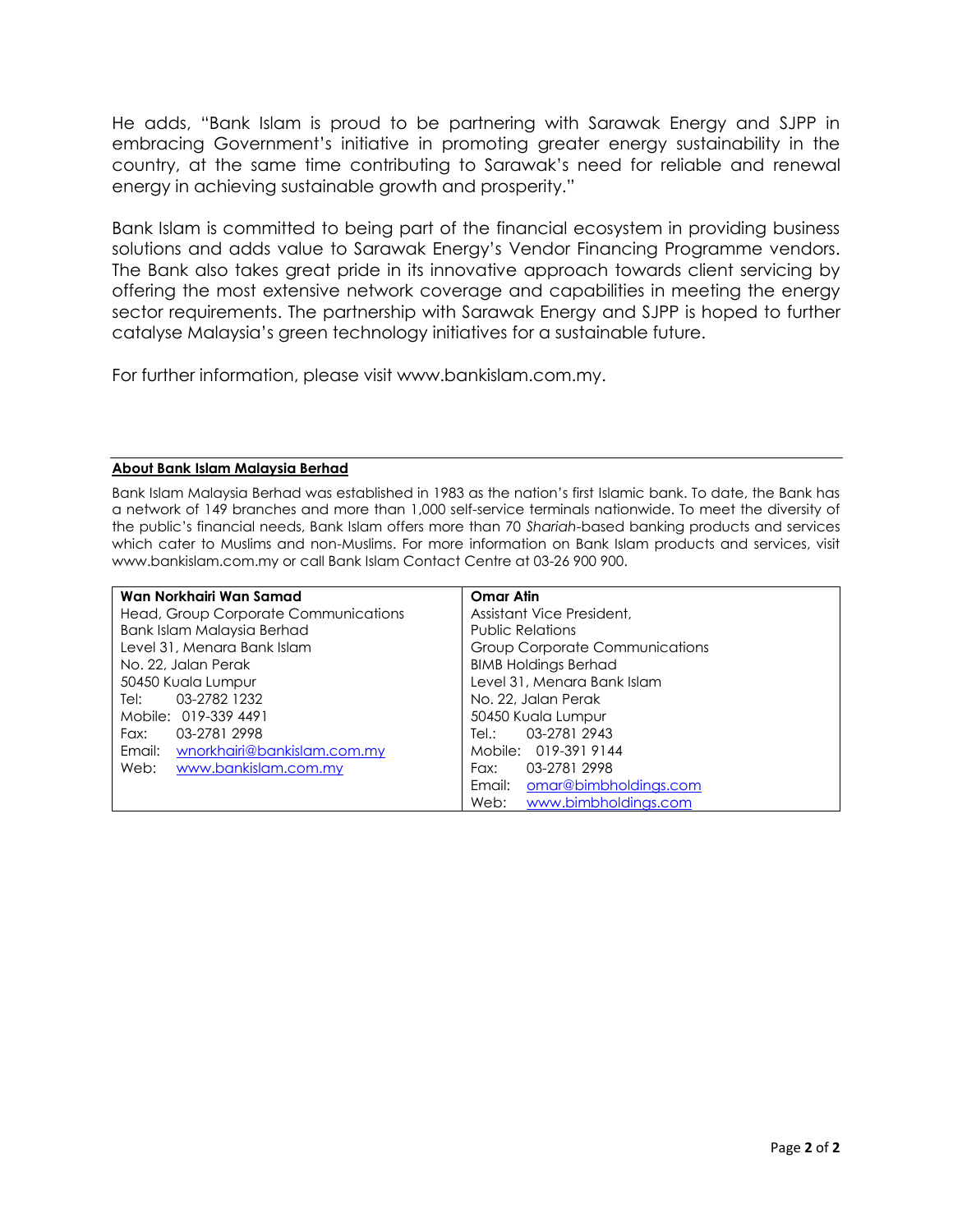He adds, "Bank Islam is proud to be partnering with Sarawak Energy and SJPP in embracing Government's initiative in promoting greater energy sustainability in the country, at the same time contributing to Sarawak's need for reliable and renewal energy in achieving sustainable growth and prosperity."

Bank Islam is committed to being part of the financial ecosystem in providing business solutions and adds value to Sarawak Energy's Vendor Financing Programme vendors. The Bank also takes great pride in its innovative approach towards client servicing by offering the most extensive network coverage and capabilities in meeting the energy sector requirements. The partnership with Sarawak Energy and SJPP is hoped to further catalyse Malaysia's green technology initiatives for a sustainable future.

For further information, please visit www.bankislam.com.my.

---

**About Bank Islam Malaysia Berhad**

Bank Islam Malaysia Berhad was established in 1983 as the nation's first Islamic bank. To date, the Bank has a network of 149 branches and more than 1,000 self-service terminals nationwide. To meet the diversity of the public's financial needs, Bank Islam offers more than 70 *Shariah*-based banking products and services which cater to Muslims and non-Muslims. For more information on Bank Islam products and services, visit www.bankislam.com.my or call Bank Islam Contact Centre at 03-26 900 900.

| | |
|---|---|
| **Wan Norkhairi Wan Samad**<br>Head, Group Corporate Communications<br>Bank Islam Malaysia Berhad<br>Level 31, Menara Bank Islam<br>No. 22, Jalan Perak<br>50450 Kuala Lumpur<br>Tel: 03-2782 1232<br>Mobile: 019-339 4491<br>Fax: 03-2781 2998<br>Email: wnorkhairi@bankislam.com.my<br>Web: www.bankislam.com.my | **Omar Atin**<br>Assistant Vice President,<br>Public Relations<br>Group Corporate Communications<br>BIMB Holdings Berhad<br>Level 31, Menara Bank Islam<br>No. 22, Jalan Perak<br>50450 Kuala Lumpur<br>Tel.: 03-2781 2943<br>Mobile: 019-391 9144<br>Fax: 03-2781 2998<br>Email: omar@bimbholdings.com<br>Web: www.bimbholdings.com |